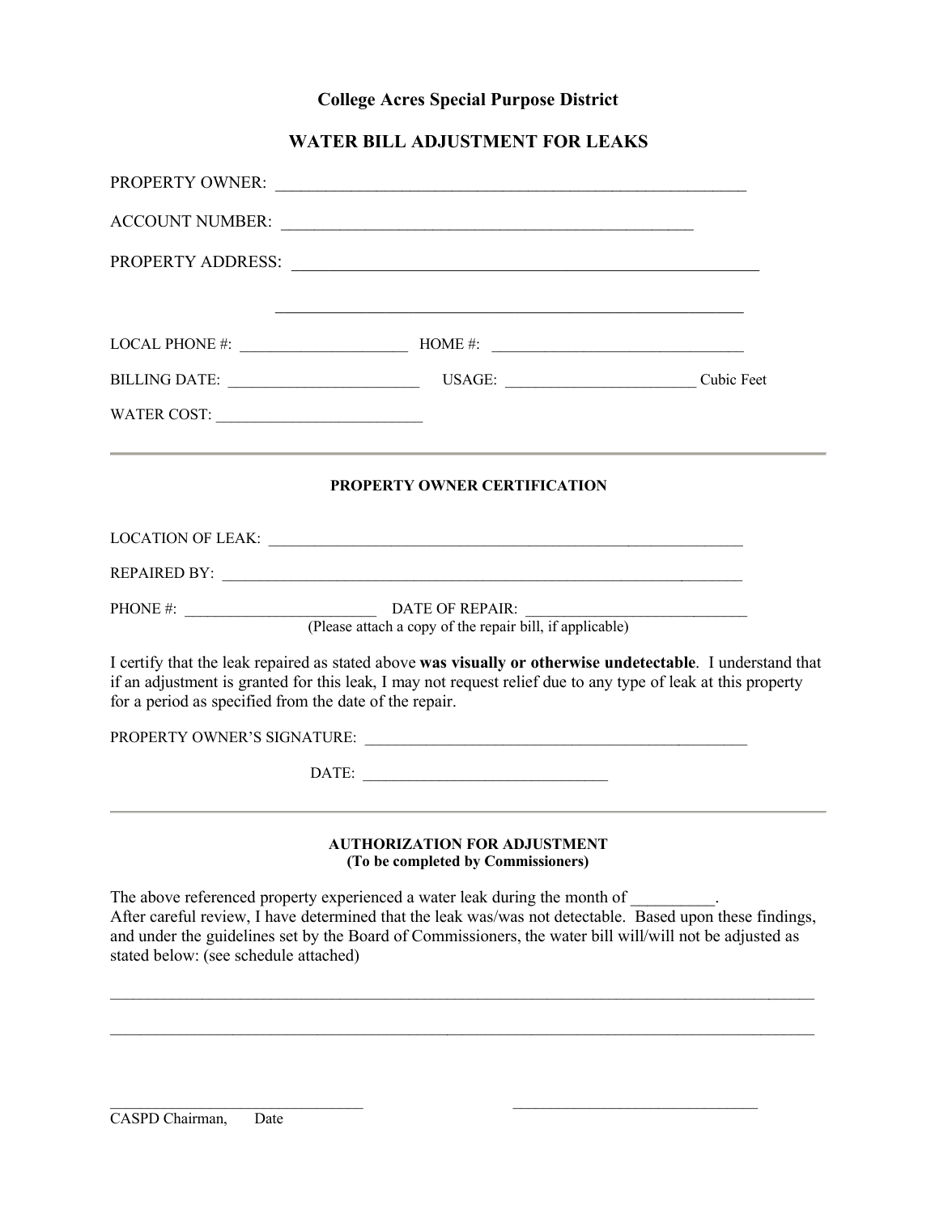# College Acres Special Purpose District

## WATER BILL ADJUSTMENT FOR LEAKS

PROPERTY OWNER: ____________________________________________________________

ACCOUNT NUMBER: ____________________________________________________

PROPERTY ADDRESS: ___________________________________________________________

____________________________________________________________

LOCAL PHONE #: ______________________ HOME #: ________________________________

BILLING DATE: _________________________ USAGE: _________________________ Cubic Feet

WATER COST: ___________________________

---

### PROPERTY OWNER CERTIFICATION

LOCATION OF LEAK: _____________________________________________________________

REPAIRED BY: _________________________________________________________________

PHONE #: _________________________ DATE OF REPAIR: ____________________________
(Please attach a copy of the repair bill, if applicable)

I certify that the leak repaired as stated above **was visually or otherwise undetectable**. I understand that if an adjustment is granted for this leak, I may not request relief due to any type of leak at this property for a period as specified from the date of the repair.

PROPERTY OWNER'S SIGNATURE: __________________________________________________

DATE: ________________________________

---

### AUTHORIZATION FOR ADJUSTMENT
**(To be completed by Commissioners)**

The above referenced property experienced a water leak during the month of __________.
After careful review, I have determined that the leak was/was not detectable. Based upon these findings, and under the guidelines set by the Board of Commissioners, the water bill will/will not be adjusted as stated below: (see schedule attached)

_____________________________________________________________________________________________

_____________________________________________________________________________________________

_________________________________ _________________________________
CASPD Chairman, Date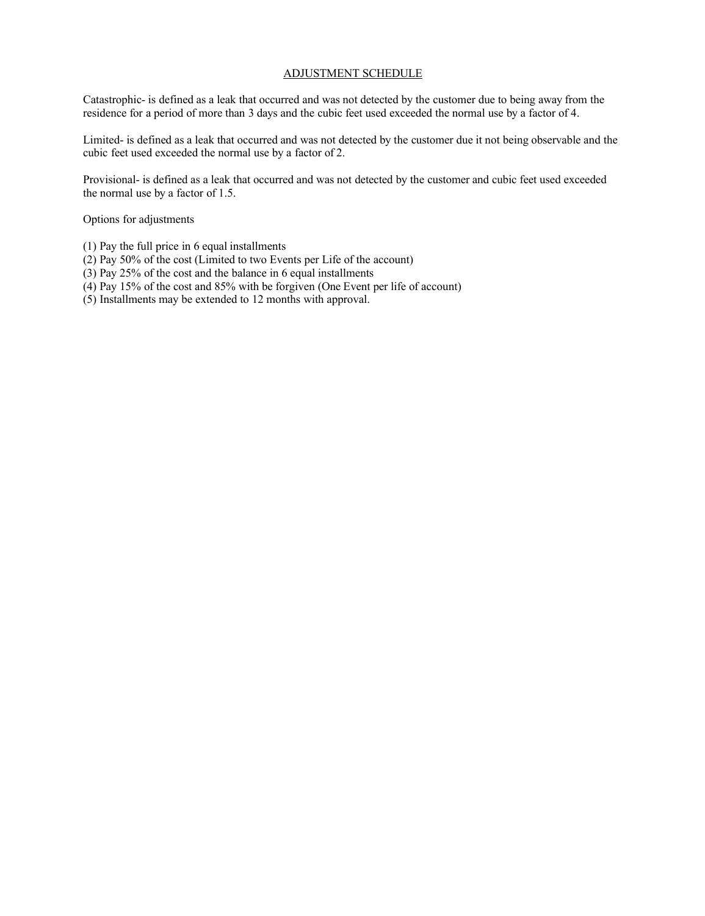## ADJUSTMENT SCHEDULE

Catastrophic- is defined as a leak that occurred and was not detected by the customer due to being away from the residence for a period of more than 3 days and the cubic feet used exceeded the normal use by a factor of 4.

Limited- is defined as a leak that occurred and was not detected by the customer due it not being observable and the cubic feet used exceeded the normal use by a factor of 2.

Provisional- is defined as a leak that occurred and was not detected by the customer and cubic feet used exceeded the normal use by a factor of 1.5.

Options for adjustments

(1) Pay the full price in 6 equal installments
(2) Pay 50% of the cost (Limited to two Events per Life of the account)
(3) Pay 25% of the cost and the balance in 6 equal installments
(4) Pay 15% of the cost and 85% with be forgiven (One Event per life of account)
(5) Installments may be extended to 12 months with approval.